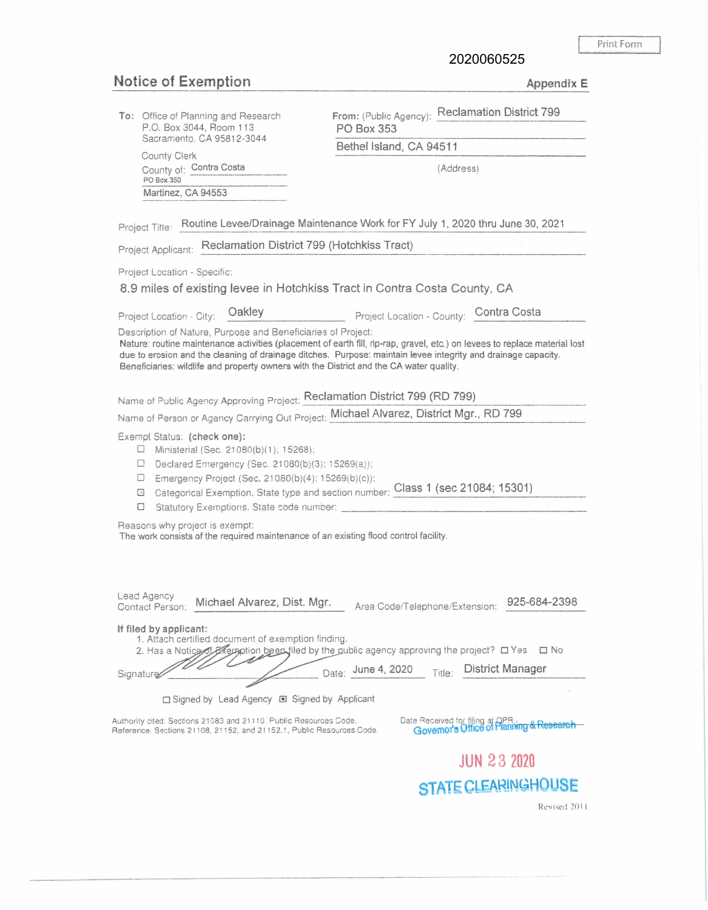Print Form

2020060525

# Notice of Exemption

**Appendix E**

**To:** Office of Planning and Research
P.O. Box 3044, Room 113
Sacramento, CA 95812-3044

County Clerk
County of: Contra Costa
PO Box 350
Martinez, CA 94553

**From:** (Public Agency): Reclamation District 799
PO Box 353
Bethel Island, CA 94511
(Address)

Project Title: Routine Levee/Drainage Maintenance Work for FY July 1, 2020 thru June 30, 2021

Project Applicant: Reclamation District 799 (Hotchkiss Tract)

Project Location - Specific:

8.9 miles of existing levee in Hotchkiss Tract in Contra Costa County, CA

Project Location - City: Oakley  Project Location - County: Contra Costa

Description of Nature, Purpose and Beneficiaries of Project:

Nature: routine maintenance activities (placement of earth fill, rip-rap, gravel, etc.) on levees to replace material lost due to erosion and the cleaning of drainage ditches. Purpose: maintain levee integrity and drainage capacity. Beneficiaries: wildlife and property owners with the District and the CA water quality.

Name of Public Agency Approving Project: Reclamation District 799 (RD 799)

Name of Person or Agency Carrying Out Project: Michael Alvarez, District Mgr., RD 799

Exempt Status: **(check one):**

- ☐ Ministerial (Sec. 21080(b)(1); 15268);
- ☐ Declared Emergency (Sec. 21080(b)(3); 15269(a));
- ☐ Emergency Project (Sec. 21080(b)(4); 15269(b)(c));
- ☒ Categorical Exemption. State type and section number: Class 1 (sec 21084; 15301)
- ☐ Statutory Exemptions. State code number:

Reasons why project is exempt:

The work consists of the required maintenance of an existing flood control facility.

Lead Agency Contact Person: Michael Alvarez, Dist. Mgr.  Area Code/Telephone/Extension: 925-684-2398

**If filed by applicant:**

1. Attach certified document of exemption finding.
2. Has a Notice of Exemption been filed by the public agency approving the project? ☐ Yes ☐ No

Signature: [signature]  Date: June 4, 2020  Title: District Manager

☐ Signed by Lead Agency ☒ Signed by Applicant

Authority cited: Sections 21083 and 21110, Public Resources Code.
Reference: Sections 21108, 21152, and 21152.1, Public Resources Code.

Date Received for filing at OPR: Governor's Office of Planning & Research

JUN 23 2020

STATE CLEARINGHOUSE

Revised 2011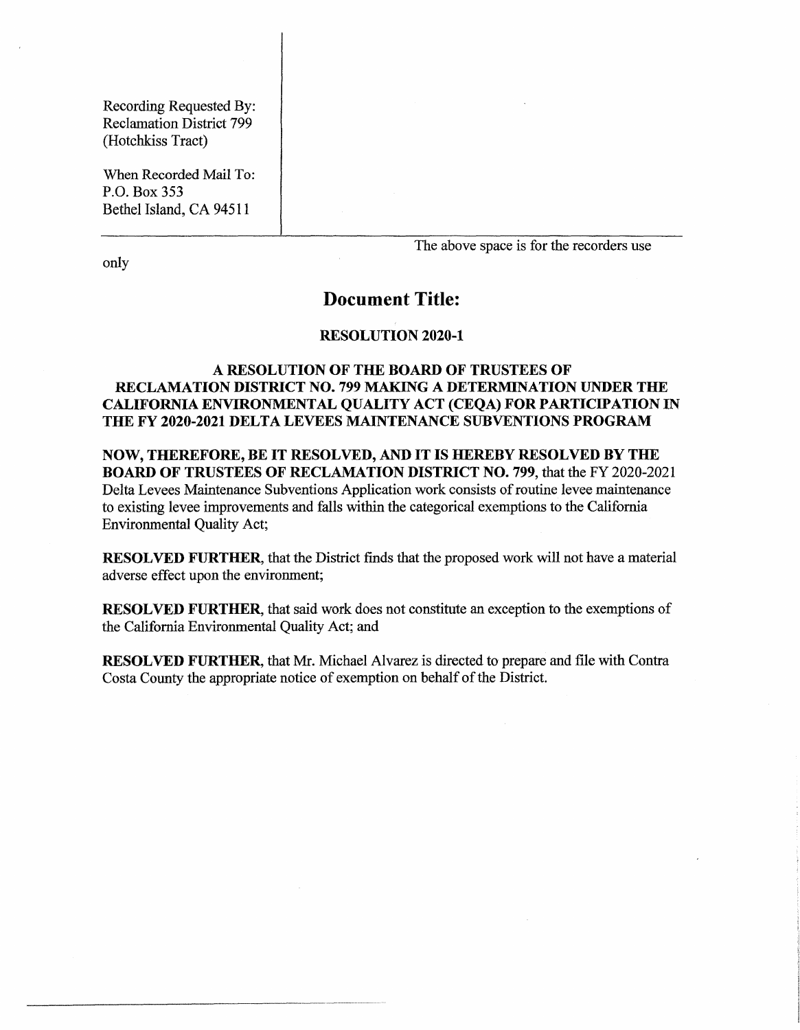Recording Requested By:
Reclamation District 799
(Hotchkiss Tract)

When Recorded Mail To:
P.O. Box 353
Bethel Island, CA 94511

The above space is for the recorders use only

## Document Title:

### RESOLUTION 2020-1

### A RESOLUTION OF THE BOARD OF TRUSTEES OF RECLAMATION DISTRICT NO. 799 MAKING A DETERMINATION UNDER THE CALIFORNIA ENVIRONMENTAL QUALITY ACT (CEQA) FOR PARTICIPATION IN THE FY 2020-2021 DELTA LEVEES MAINTENANCE SUBVENTIONS PROGRAM

**NOW, THEREFORE, BE IT RESOLVED, AND IT IS HEREBY RESOLVED BY THE BOARD OF TRUSTEES OF RECLAMATION DISTRICT NO. 799**, that the FY 2020-2021 Delta Levees Maintenance Subventions Application work consists of routine levee maintenance to existing levee improvements and falls within the categorical exemptions to the California Environmental Quality Act;

**RESOLVED FURTHER**, that the District finds that the proposed work will not have a material adverse effect upon the environment;

**RESOLVED FURTHER**, that said work does not constitute an exception to the exemptions of the California Environmental Quality Act; and

**RESOLVED FURTHER**, that Mr. Michael Alvarez is directed to prepare and file with Contra Costa County the appropriate notice of exemption on behalf of the District.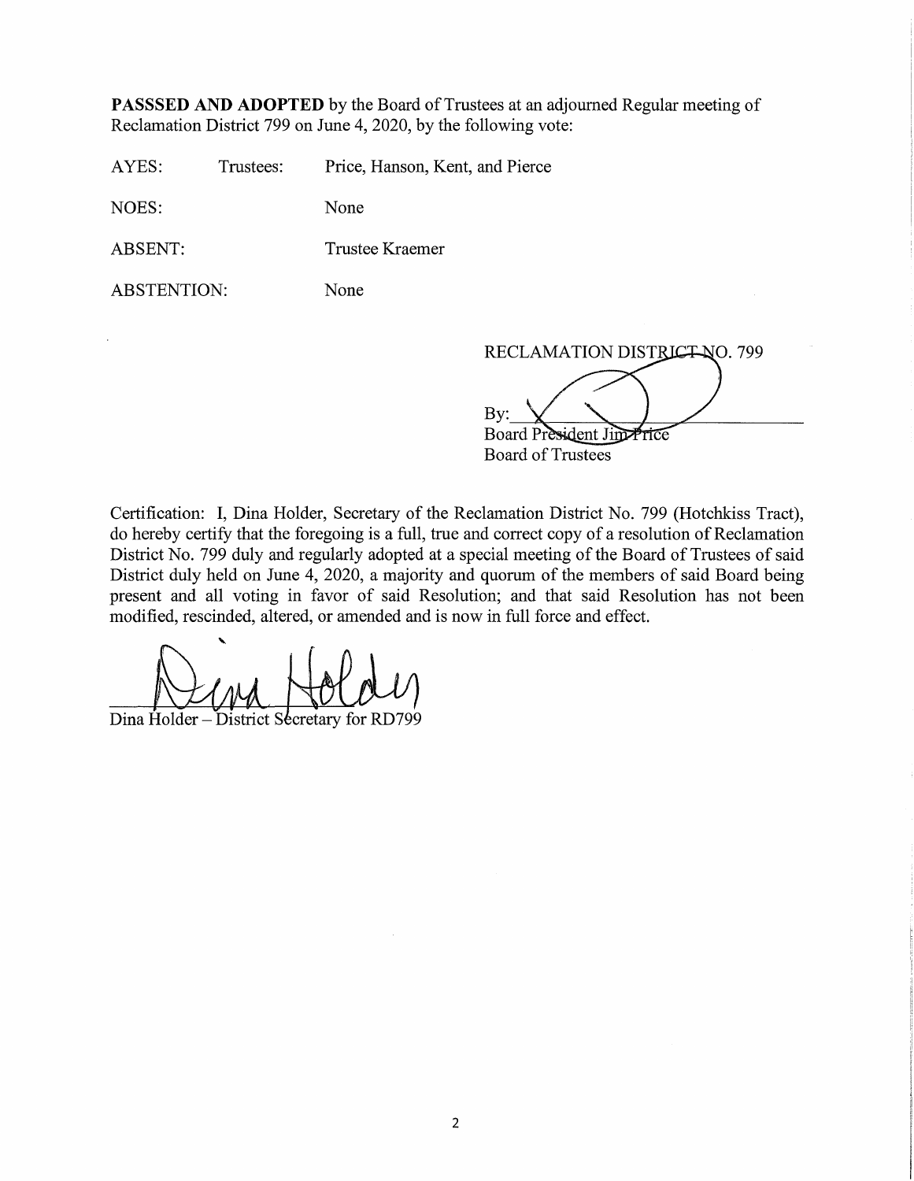**PASSSED AND ADOPTED** by the Board of Trustees at an adjourned Regular meeting of Reclamation District 799 on June 4, 2020, by the following vote:

| | | |
|---|---|---|
| AYES: | Trustees: | Price, Hanson, Kent, and Pierce |
| NOES: | | None |
| ABSENT: | | Trustee Kraemer |
| ABSTENTION: | | None |

RECLAMATION DISTRICT NO. 799

By: ______________________
Board President Jim Price
Board of Trustees

Certification: I, Dina Holder, Secretary of the Reclamation District No. 799 (Hotchkiss Tract), do hereby certify that the foregoing is a full, true and correct copy of a resolution of Reclamation District No. 799 duly and regularly adopted at a special meeting of the Board of Trustees of said District duly held on June 4, 2020, a majority and quorum of the members of said Board being present and all voting in favor of said Resolution; and that said Resolution has not been modified, rescinded, altered, or amended and is now in full force and effect.

______________________
Dina Holder – District Secretary for RD799